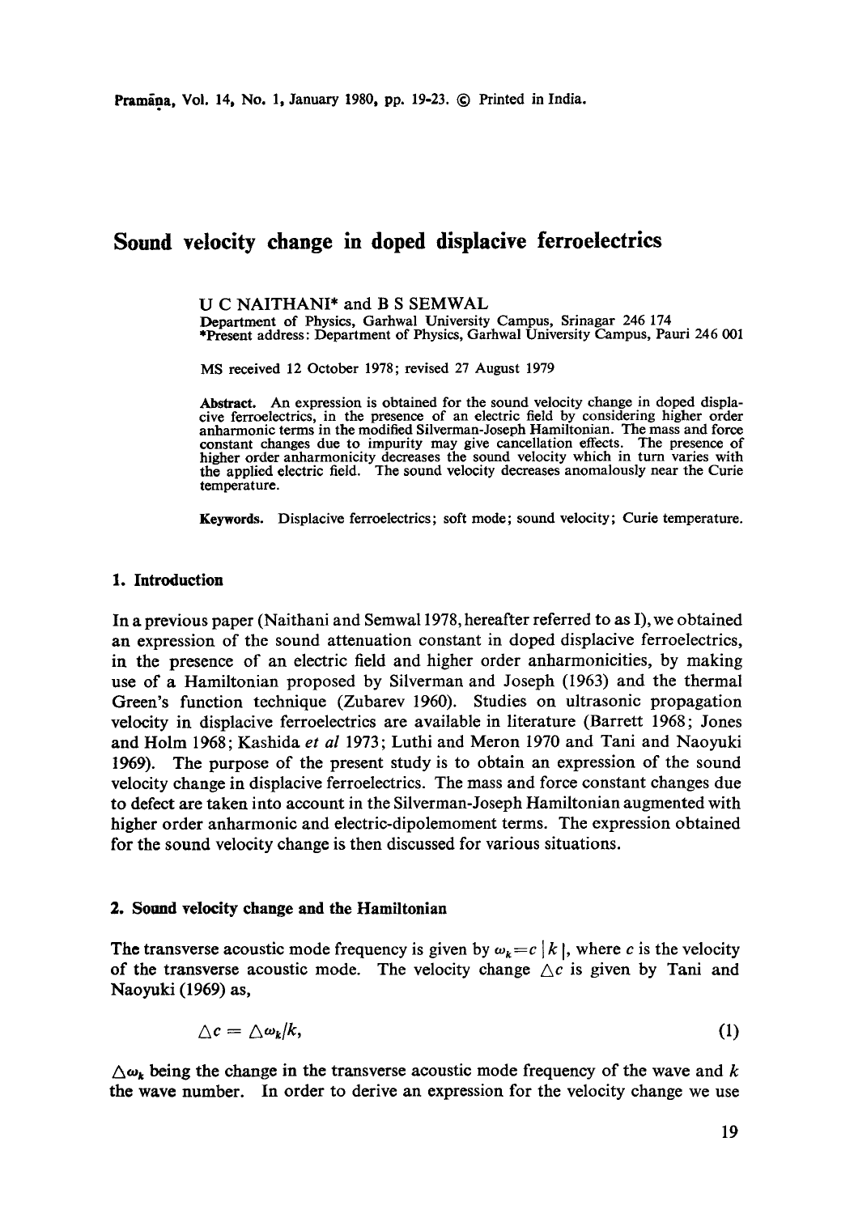# Sound velocity change in doped displacive ferroelectrics

U C NAITHANI* and B S SEMWAL

Department of Physics, Garhwal University Campus, Srinagar 246 174

*Present address: Department of Physics, Garhwal University Campus, Pauri 246 001

MS received 12 October 1978; revised 27 August 1979

**Abstract.** An expression is obtained for the sound velocity change in doped displacive ferroelectrics, in the presence of an electric field by considering higher order anharmonic terms in the modified Silverman-Joseph Hamiltonian. The mass and force constant changes due to impurity may give cancellation effects. The presence of higher order anharmonicity decreases the sound velocity which in turn varies with the applied electric field. The sound velocity decreases anomalously near the Curie temperature.

**Keywords.** Displacive ferroelectrics; soft mode; sound velocity; Curie temperature.

## 1. Introduction

In a previous paper (Naithani and Semwal 1978, hereafter referred to as I), we obtained an expression of the sound attenuation constant in doped displacive ferroelectrics, in the presence of an electric field and higher order anharmonicities, by making use of a Hamiltonian proposed by Silverman and Joseph (1963) and the thermal Green's function technique (Zubarev 1960). Studies on ultrasonic propagation velocity in displacive ferroelectrics are available in literature (Barrett 1968; Jones and Holm 1968; Kashida *et al* 1973; Luthi and Meron 1970 and Tani and Naoyuki 1969). The purpose of the present study is to obtain an expression of the sound velocity change in displacive ferroelectrics. The mass and force constant changes due to defect are taken into account in the Silverman-Joseph Hamiltonian augmented with higher order anharmonic and electric-dipolemoment terms. The expression obtained for the sound velocity change is then discussed for various situations.

## 2. Sound velocity change and the Hamiltonian

The transverse acoustic mode frequency is given by $\omega_k = c\,|k|$, where $c$ is the velocity of the transverse acoustic mode. The velocity change $\triangle c$ is given by Tani and Naoyuki (1969) as,

$$\triangle c = \triangle \omega_k / k, \tag{1}$$

$\triangle \omega_k$ being the change in the transverse acoustic mode frequency of the wave and $k$ the wave number. In order to derive an expression for the velocity change we use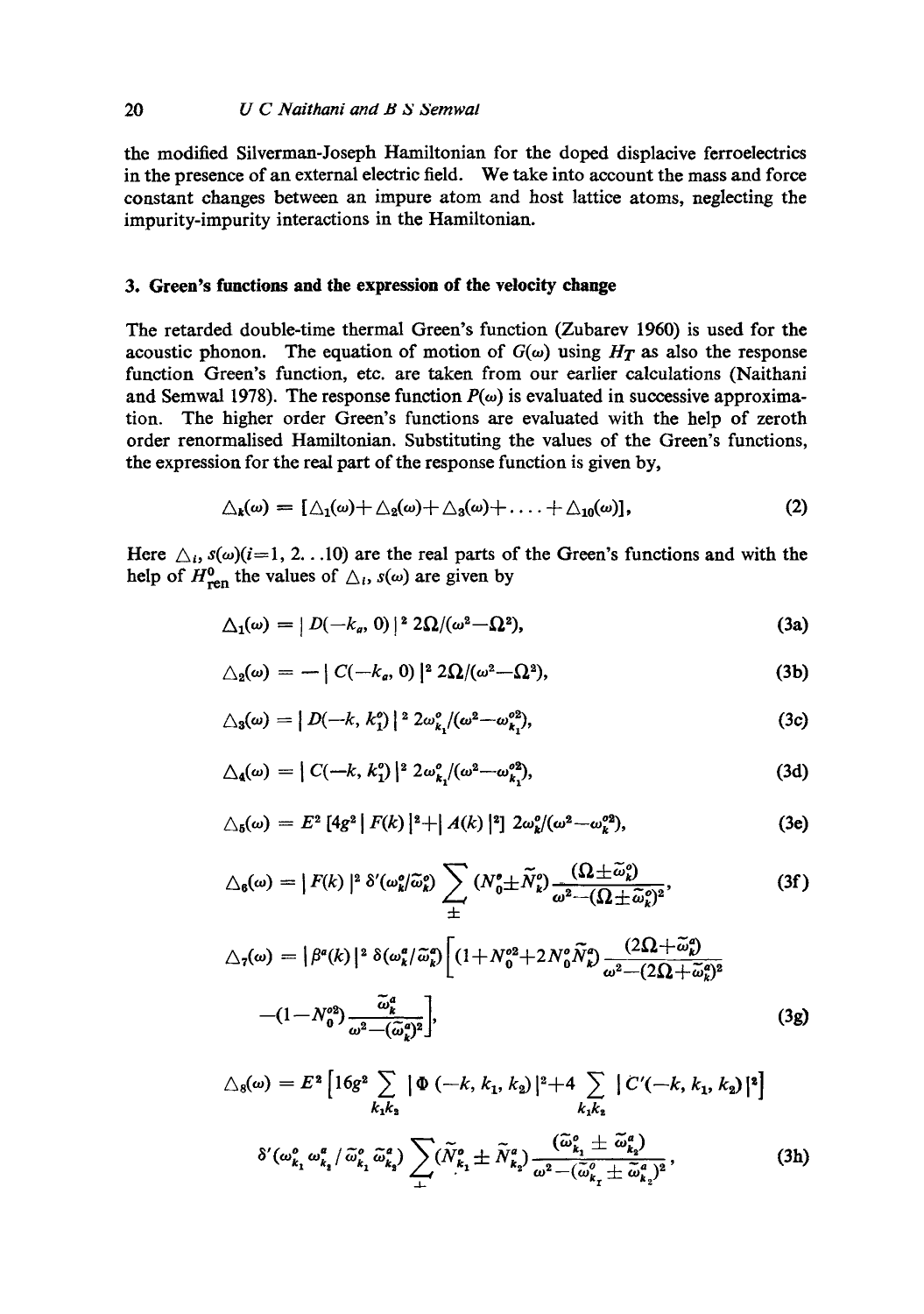the modified Silverman-Joseph Hamiltonian for the doped displacive ferroelectrics in the presence of an external electric field. We take into account the mass and force constant changes between an impure atom and host lattice atoms, neglecting the impurity-impurity interactions in the Hamiltonian.

### 3. Green's functions and the expression of the velocity change

The retarded double-time thermal Green's function (Zubarev 1960) is used for the acoustic phonon. The equation of motion of $G(\omega)$ using $H_T$ as also the response function Green's function, etc. are taken from our earlier calculations (Naithani and Semwal 1978). The response function $P(\omega)$ is evaluated in successive approximation. The higher order Green's functions are evaluated with the help of zeroth order renormalised Hamiltonian. Substituting the values of the Green's functions, the expression for the real part of the response function is given by,

$$\triangle_k(\omega) = [\triangle_1(\omega)+\triangle_2(\omega)+\triangle_3(\omega)+\ldots+\triangle_{10}(\omega)], \tag{2}$$

Here $\triangle_i$, $s(\omega)(i=1, 2\ldots10)$ are the real parts of the Green's functions and with the help of $H^0_{\text{ren}}$ the values of $\triangle_i$, $s(\omega)$ are given by

$$\triangle_1(\omega) = |D(-k_a, 0)|^2\, 2\Omega/(\omega^2-\Omega^2), \tag{3a}$$

$$\triangle_2(\omega) = -|C(-k_a, 0)|^2\, 2\Omega/(\omega^2-\Omega^2), \tag{3b}$$

$$\triangle_3(\omega) = |D(-k, k_1^0)|^2\, 2\omega^o_{k_1}/(\omega^2-\omega^{o2}_{k_1}), \tag{3c}$$

$$\triangle_4(\omega) = |C(-k, k_1^0)|^2\, 2\omega^o_{k_1}/(\omega^2-\omega^{o2}_{k_1}), \tag{3d}$$

$$\triangle_5(\omega) = E^2\,[4g^2|F(k)|^2+|A(k)|^2]\, 2\omega^o_k/(\omega^2-\omega^{o2}_k), \tag{3e}$$

$$\triangle_6(\omega) = |F(k)|^2\,\delta'(\omega^o_k/\tilde{\omega}^o_k)\sum_{\pm}(N^o_0\pm\tilde{N}^o_k)\frac{(\Omega\pm\tilde{\omega}^o_k)}{\omega^2-(\Omega\pm\tilde{\omega}^o_k)^2}, \tag{3f}$$

$$\triangle_7(\omega) = |\beta^a(k)|^2\,\delta(\omega^a_k/\tilde{\omega}^a_k)\Big[(1+N^{o2}_0+2N^o_0\tilde{N}^a_k)\frac{(2\Omega+\tilde{\omega}^a_k)}{\omega^2-(2\Omega+\tilde{\omega}^a_k)^2}$$
$$-(1-N^{o2}_0)\frac{\tilde{\omega}^a_k}{\omega^2-(\tilde{\omega}^a_k)^2}\Big], \tag{3g}$$

$$\triangle_8(\omega) = E^2\Big[16g^2\sum_{k_1k_2}|\Phi(-k, k_1, k_2)|^2+4\sum_{k_1k_2}|C'(-k, k_1, k_2)|^2\Big]$$
$$\delta'(\omega^o_{k_1}\omega^a_{k_2}/\tilde{\omega}^o_{k_1}\tilde{\omega}^a_{k_2})\sum_{\pm}(\tilde{N}^o_{k_1}\pm\tilde{N}^a_{k_2})\frac{(\tilde{\omega}^o_{k_1}\pm\tilde{\omega}^a_{k_2})}{\omega^2-(\tilde{\omega}^o_{k_1}\pm\tilde{\omega}^a_{k_2})^2}, \tag{3h}$$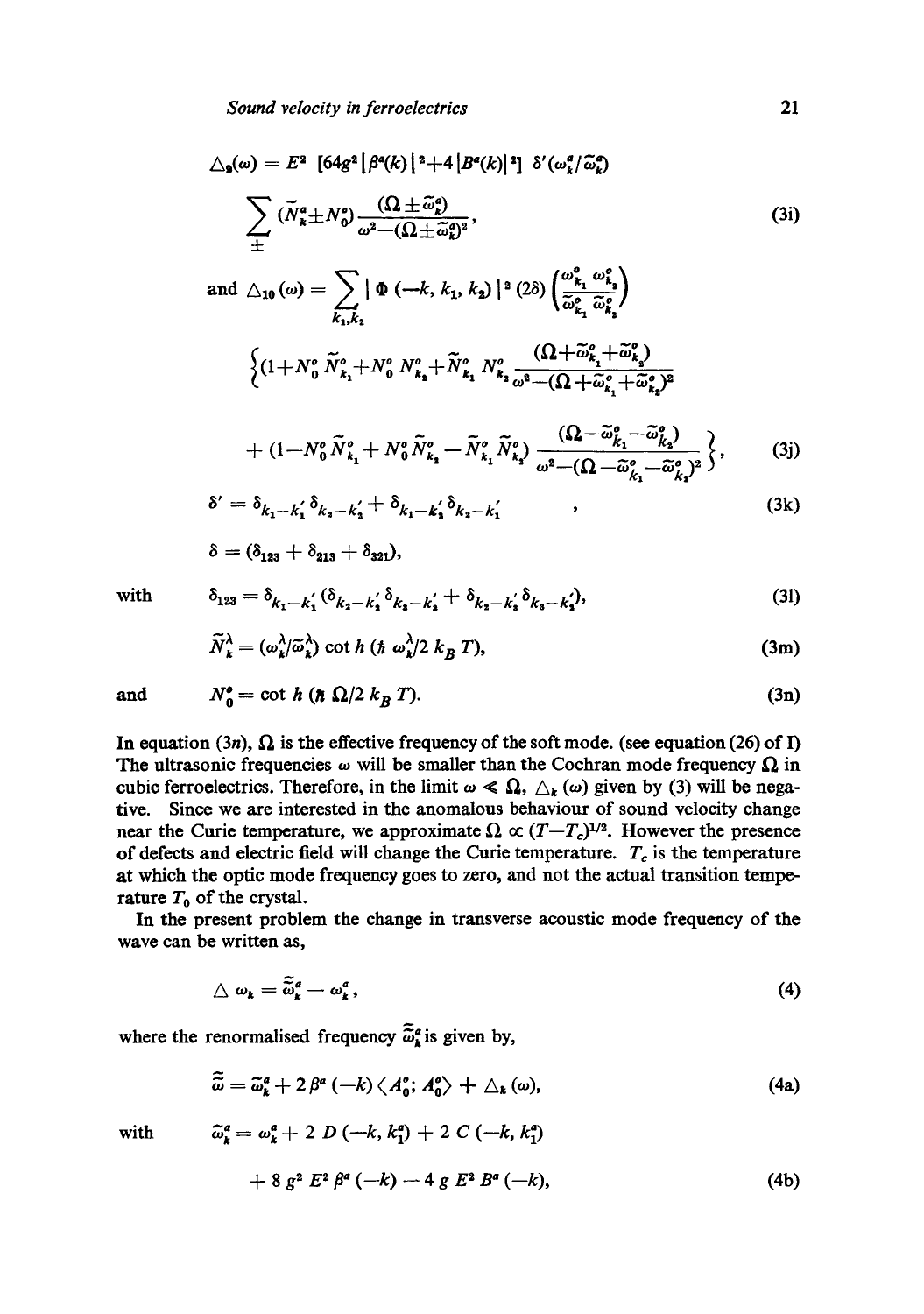$$\triangle_9(\omega) = E^2 \; [64g^2 |\beta^a(k)|^2 + 4 |B^a(k)|^2] \; \delta'(\omega^a_k / \tilde{\omega}^a_k)$$

$$\sum_{\pm} (\tilde{N}^a_k \pm N^o_0) \frac{(\Omega \pm \tilde{\omega}^a_k)}{\omega^2 - (\Omega \pm \tilde{\omega}^a_k)^2}, \tag{3i}$$

$$\text{and } \triangle_{10}(\omega) = \sum_{k_1, k_2} |\Phi(-k, k_1, k_2)|^2 (2\delta) \left( \frac{\omega^o_{k_1} \omega^o_{k_2}}{\tilde{\omega}^o_{k_1} \tilde{\omega}^o_{k_2}} \right)$$

$$\Bigg\{ (1 + N^o_0 \tilde{N}^o_{k_1} + N^o_0 N^o_{k_2} + \tilde{N}^o_{k_1} N^o_{k_2} \frac{(\Omega + \tilde{\omega}^o_{k_1} + \tilde{\omega}^o_{k_2})}{\omega^2 - (\Omega + \tilde{\omega}^o_{k_1} + \tilde{\omega}^o_{k_2})^2}$$

$$+ (1 - N^o_0 \tilde{N}^o_{k_1} + N^o_0 \tilde{N}^o_{k_2} - \tilde{N}^o_{k_1} \tilde{N}^o_{k_2}) \frac{(\Omega - \tilde{\omega}^o_{k_1} - \tilde{\omega}^o_{k_2})}{\omega^2 - (\Omega - \tilde{\omega}^o_{k_1} - \tilde{\omega}^o_{k_2})^2} \Bigg\}, \tag{3j}$$

$$\delta' = \delta_{k_1 - k'_1} \delta_{k_2 - k'_2} + \delta_{k_1 - k'_2} \delta_{k_2 - k'_1} \quad , \tag{3k}$$

$$\delta = (\delta_{123} + \delta_{213} + \delta_{321}),$$

with
$$\delta_{123} = \delta_{k_1 - k'_1} (\delta_{k_2 - k'_2} \delta_{k_3 - k'_3} + \delta_{k_2 - k'_3} \delta_{k_3 - k'_2}), \tag{3l}$$

$$\tilde{N}^\lambda_k = (\omega^\lambda_k / \tilde{\omega}^\lambda_k) \cot h \, (\hbar \, \omega^\lambda_k / 2 \, k_B \, T), \tag{3m}$$

and
$$N^o_0 = \cot h \, (\hbar \, \Omega / 2 \, k_B \, T). \tag{3n}$$

In equation (3*n*), $\Omega$ is the effective frequency of the soft mode. (see equation (26) of I) The ultrasonic frequencies $\omega$ will be smaller than the Cochran mode frequency $\Omega$ in cubic ferroelectrics. Therefore, in the limit $\omega \ll \Omega$, $\triangle_k(\omega)$ given by (3) will be negative. Since we are interested in the anomalous behaviour of sound velocity change near the Curie temperature, we approximate $\Omega \propto (T - T_c)^{1/2}$. However the presence of defects and electric field will change the Curie temperature. $T_c$ is the temperature at which the optic mode frequency goes to zero, and not the actual transition temperature $T_0$ of the crystal.

In the present problem the change in transverse acoustic mode frequency of the wave can be written as,

$$\triangle \, \omega_k = \tilde{\tilde{\omega}}^a_k - \omega^a_k, \tag{4}$$

where the renormalised frequency $\tilde{\tilde{\omega}}^a_k$ is given by,

$$\tilde{\tilde{\omega}} = \tilde{\omega}^a_k + 2 \, \beta^a(-k) \langle A^o_0 ; A^o_0 \rangle + \triangle_k(\omega), \tag{4a}$$

with
$$\tilde{\omega}^a_k = \omega^a_k + 2 \, D(-k, k^a_1) + 2 \, C(-k, k^a_1)$$

$$+ 8 \, g^2 \, E^2 \, \beta^a(-k) - 4 \, g \, E^2 \, B^a(-k), \tag{4b}$$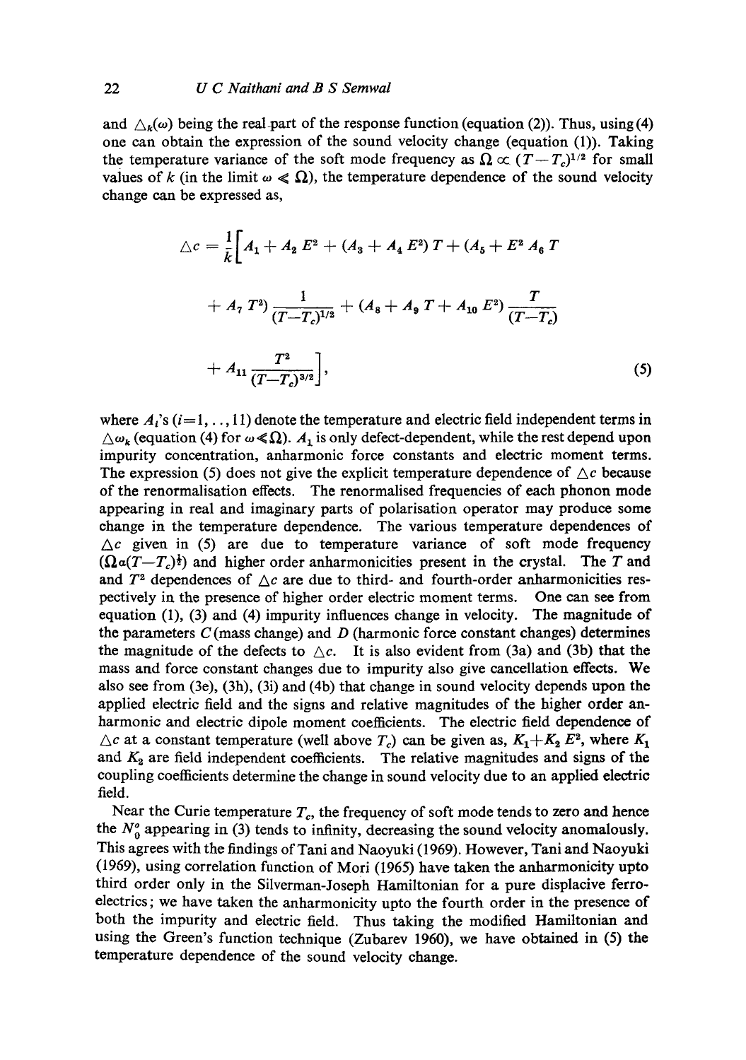and $\triangle_k(\omega)$ being the real part of the response function (equation (2)). Thus, using (4) one can obtain the expression of the sound velocity change (equation (1)). Taking the temperature variance of the soft mode frequency as $\Omega \propto (T-T_c)^{1/2}$ for small values of $k$ (in the limit $\omega \ll \Omega$), the temperature dependence of the sound velocity change can be expressed as,

$$\triangle c = \frac{1}{k}\Big[A_1 + A_2 E^2 + (A_3 + A_4 E^2) T + (A_5 + E^2 A_6 T + A_7 T^2) \frac{1}{(T-T_c)^{1/2}} + (A_8 + A_9 T + A_{10} E^2) \frac{T}{(T-T_c)} + A_{11} \frac{T^2}{(T-T_c)^{3/2}}\Big], \tag{5}$$

where $A_i$'s ($i=1, \ldots, 11$) denote the temperature and electric field independent terms in $\triangle\omega_k$ (equation (4) for $\omega \ll \Omega$). $A_1$ is only defect-dependent, while the rest depend upon impurity concentration, anharmonic force constants and electric moment terms. The expression (5) does not give the explicit temperature dependence of $\triangle c$ because of the renormalisation effects. The renormalised frequencies of each phonon mode appearing in real and imaginary parts of polarisation operator may produce some change in the temperature dependence. The various temperature dependences of $\triangle c$ given in (5) are due to temperature variance of soft mode frequency ($\Omega \alpha (T-T_c)^{\frac{1}{2}}$) and higher order anharmonicities present in the crystal. The $T$ and $T^2$ dependences of $\triangle c$ are due to third- and fourth-order anharmonicities respectively in the presence of higher order electric moment terms. One can see from equation (1), (3) and (4) impurity influences change in velocity. The magnitude of the parameters $C$ (mass change) and $D$ (harmonic force constant changes) determines the magnitude of the defects to $\triangle c$. It is also evident from (3a) and (3b) that the mass and force constant changes due to impurity also give cancellation effects. We also see from (3e), (3h), (3i) and (4b) that change in sound velocity depends upon the applied electric field and the signs and relative magnitudes of the higher order anharmonic and electric dipole moment coefficients. The electric field dependence of $\triangle c$ at a constant temperature (well above $T_c$) can be given as, $K_1 + K_2 E^2$, where $K_1$ and $K_2$ are field independent coefficients. The relative magnitudes and signs of the coupling coefficients determine the change in sound velocity due to an applied electric field.

Near the Curie temperature $T_c$, the frequency of soft mode tends to zero and hence the $N_0^\circ$ appearing in (3) tends to infinity, decreasing the sound velocity anomalously. This agrees with the findings of Tani and Naoyuki (1969). However, Tani and Naoyuki (1969), using correlation function of Mori (1965) have taken the anharmonicity upto third order only in the Silverman-Joseph Hamiltonian for a pure displacive ferroelectrics; we have taken the anharmonicity upto the fourth order in the presence of both the impurity and electric field. Thus taking the modified Hamiltonian and using the Green's function technique (Zubarev 1960), we have obtained in (5) the temperature dependence of the sound velocity change.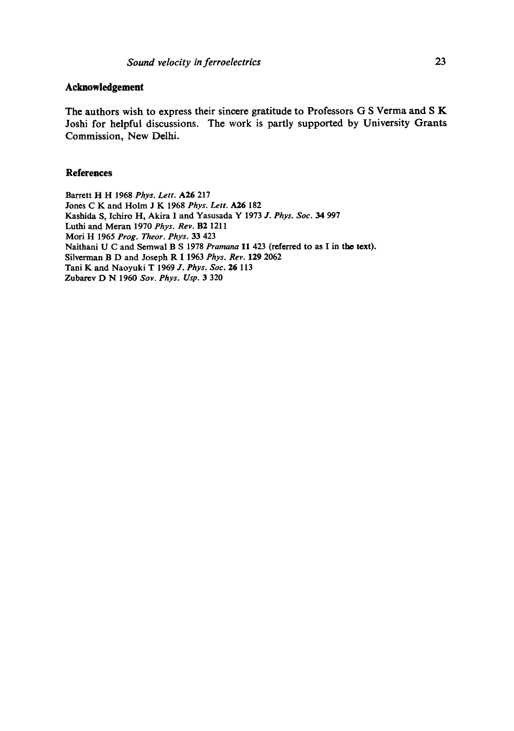## Acknowledgement

The authors wish to express their sincere gratitude to Professors G S Verma and S K Joshi for helpful discussions. The work is partly supported by University Grants Commission, New Delhi.

## References

Barrett H H 1968 *Phys. Lett.* **A26** 217

Jones C K and Holm J K 1968 *Phys. Lett.* **A26** 182

Kashida S, Ichiro H, Akira I and Yasusada Y 1973 *J. Phys. Soc.* **34** 997

Luthi and Meran 1970 *Phys. Rev.* **B2** 1211

Mori H 1965 *Prog. Theor. Phys.* **33** 423

Naithani U C and Semwal B S 1978 *Pramana* **11** 423 (referred to as I in the text).

Silverman B D and Joseph R I 1963 *Phys. Rev.* **129** 2062

Tani K and Naoyuki T 1969 *J. Phys. Soc.* **26** 113

Zubarev D N 1960 *Sov. Phys. Usp.* **3** 320